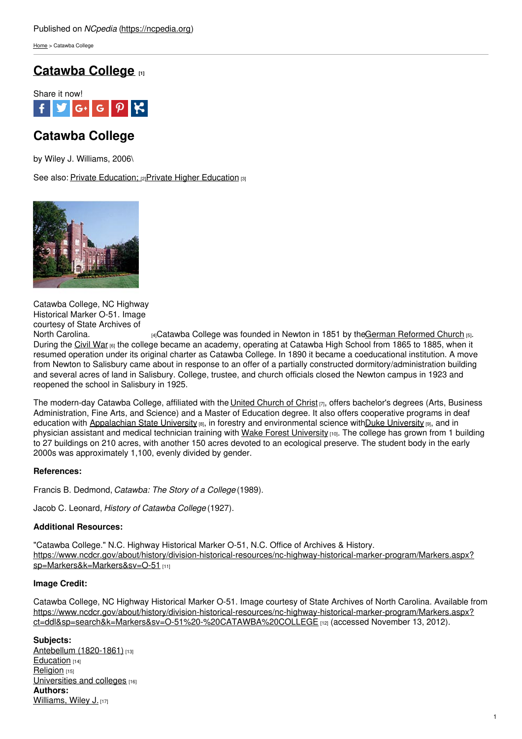Published on *NCpedia* (https://ncpedia.org)

Home > Catawba College

# Catawba College [1]

Share it now!

## Catawba College

by Wiley J. Williams, 2006\

See also: Private Education; [2] Private Higher Education [3]

Catawba College, NC Highway Historical Marker O-51. Image courtesy of State Archives of North Carolina. [4]

Catawba College was founded in Newton in 1851 by the German Reformed Church [5]. During the Civil War [6] the college became an academy, operating at Catawba High School from 1865 to 1885, when it resumed operation under its original charter as Catawba College. In 1890 it became a coeducational institution. A move from Newton to Salisbury came about in response to an offer of a partially constructed dormitory/administration building and several acres of land in Salisbury. College, trustee, and church officials closed the Newton campus in 1923 and reopened the school in Salisbury in 1925.

The modern-day Catawba College, affiliated with the United Church of Christ [7], offers bachelor's degrees (Arts, Business Administration, Fine Arts, and Science) and a Master of Education degree. It also offers cooperative programs in deaf education with Appalachian State University [8], in forestry and environmental science with Duke University [9], and in physician assistant and medical technician training with Wake Forest University [10]. The college has grown from 1 building to 27 buildings on 210 acres, with another 150 acres devoted to an ecological preserve. The student body in the early 2000s was approximately 1,100, evenly divided by gender.

**References:**

Francis B. Dedmond, *Catawba: The Story of a College* (1989).

Jacob C. Leonard, *History of Catawba College* (1927).

**Additional Resources:**

"Catawba College." N.C. Highway Historical Marker O-51, N.C. Office of Archives & History. https://www.ncdcr.gov/about/history/division-historical-resources/nc-highway-historical-marker-program/Markers.aspx?sp=Markers&k=Markers&sv=O-51 [11]

**Image Credit:**

Catawba College, NC Highway Historical Marker O-51. Image courtesy of State Archives of North Carolina. Available from https://www.ncdcr.gov/about/history/division-historical-resources/nc-highway-historical-marker-program/Markers.aspx?ct=ddl&sp=search&k=Markers&sv=O-51%20-%20CATAWBA%20COLLEGE [12] (accessed November 13, 2012).

**Subjects:**
Antebellum (1820-1861) [13]
Education [14]
Religion [15]
Universities and colleges [16]
**Authors:**
Williams, Wiley J. [17]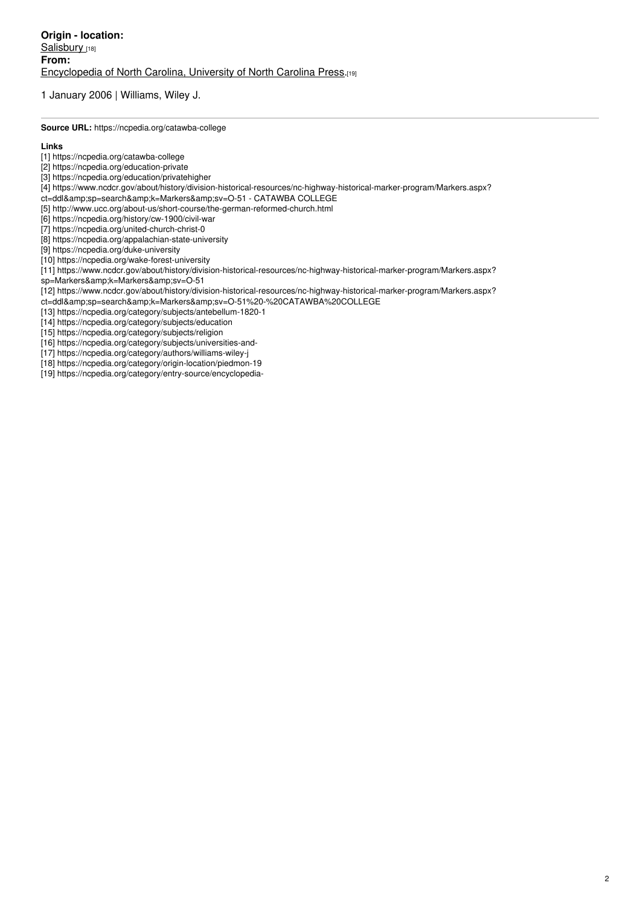**Origin - location:**
Salisbury [18]
**From:**
Encyclopedia of North Carolina, University of North Carolina Press.[19]

1 January 2006 | Williams, Wiley J.

---

**Source URL:** https://ncpedia.org/catawba-college

**Links**

[1] https://ncpedia.org/catawba-college
[2] https://ncpedia.org/education-private
[3] https://ncpedia.org/education/privatehigher
[4] https://www.ncdcr.gov/about/history/division-historical-resources/nc-highway-historical-marker-program/Markers.aspx?ct=ddl&amp;sp=search&amp;k=Markers&amp;sv=O-51 - CATAWBA COLLEGE
[5] http://www.ucc.org/about-us/short-course/the-german-reformed-church.html
[6] https://ncpedia.org/history/cw-1900/civil-war
[7] https://ncpedia.org/united-church-christ-0
[8] https://ncpedia.org/appalachian-state-university
[9] https://ncpedia.org/duke-university
[10] https://ncpedia.org/wake-forest-university
[11] https://www.ncdcr.gov/about/history/division-historical-resources/nc-highway-historical-marker-program/Markers.aspx?sp=Markers&amp;k=Markers&amp;sv=O-51
[12] https://www.ncdcr.gov/about/history/division-historical-resources/nc-highway-historical-marker-program/Markers.aspx?ct=ddl&amp;sp=search&amp;k=Markers&amp;sv=O-51%20-%20CATAWBA%20COLLEGE
[13] https://ncpedia.org/category/subjects/antebellum-1820-1
[14] https://ncpedia.org/category/subjects/education
[15] https://ncpedia.org/category/subjects/religion
[16] https://ncpedia.org/category/subjects/universities-and-
[17] https://ncpedia.org/category/authors/williams-wiley-j
[18] https://ncpedia.org/category/origin-location/piedmon-19
[19] https://ncpedia.org/category/entry-source/encyclopedia-